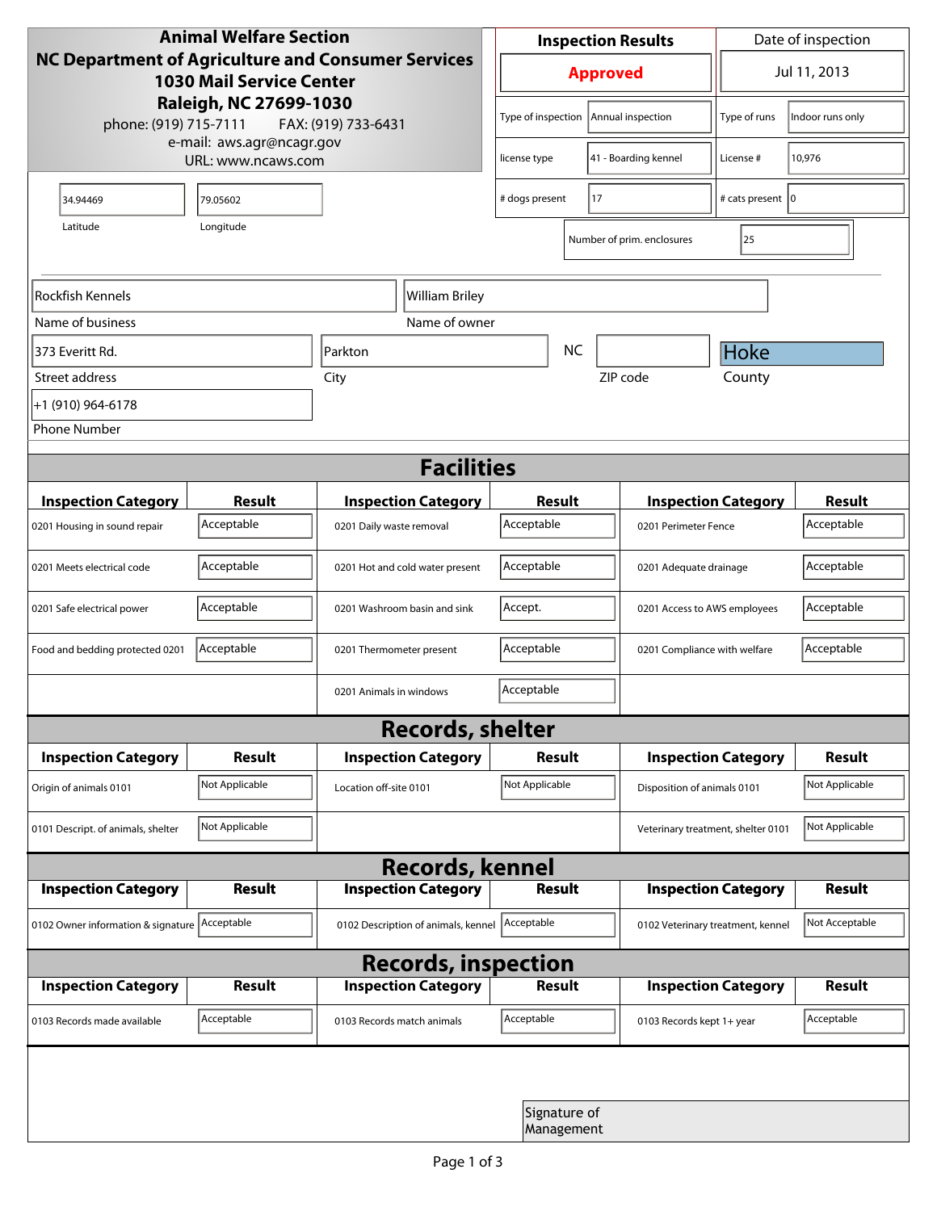**Animal Welfare Section**
**NC Department of Agriculture and Consumer Services**
**1030 Mail Service Center**
**Raleigh, NC 27699-1030**
phone: (919) 715-7111 FAX: (919) 733-6431
e-mail: aws.agr@ncagr.gov
URL: www.ncaws.com

| Inspection Results | Date of inspection |
|---|---|
| **Approved** | Jul 11, 2013 |

| Type of inspection | Annual inspection | Type of runs | Indoor runs only |
|---|---|---|---|
| license type | 41 - Boarding kennel | License # | 10,976 |
| # dogs present | 17 | # cats present | 0 |
| Number of prim. enclosures | 25 | | |

| Latitude | Longitude |
|---|---|
| 34.94469 | 79.05602 |

| Name of business | Name of owner |
|---|---|
| Rockfish Kennels | William Briley |

| Street address | City | State | ZIP code | County |
|---|---|---|---|---|
| 373 Everitt Rd. | Parkton | NC | | Hoke |

Phone Number: +1 (910) 964-6178

## Facilities

| Inspection Category | Result | Inspection Category | Result | Inspection Category | Result |
|---|---|---|---|---|---|
| 0201 Housing in sound repair | Acceptable | 0201 Daily waste removal | Acceptable | 0201 Perimeter Fence | Acceptable |
| 0201 Meets electrical code | Acceptable | 0201 Hot and cold water present | Acceptable | 0201 Adequate drainage | Acceptable |
| 0201 Safe electrical power | Acceptable | 0201 Washroom basin and sink | Accept. | 0201 Access to AWS employees | Acceptable |
| Food and bedding protected 0201 | Acceptable | 0201 Thermometer present | Acceptable | 0201 Compliance with welfare | Acceptable |
| | | 0201 Animals in windows | Acceptable | | |

## Records, shelter

| Inspection Category | Result | Inspection Category | Result | Inspection Category | Result |
|---|---|---|---|---|---|
| Origin of animals 0101 | Not Applicable | Location off-site 0101 | Not Applicable | Disposition of animals 0101 | Not Applicable |
| 0101 Descript. of animals, shelter | Not Applicable | | | Veterinary treatment, shelter 0101 | Not Applicable |

## Records, kennel

| Inspection Category | Result | Inspection Category | Result | Inspection Category | Result |
|---|---|---|---|---|---|
| 0102 Owner information & signature | Acceptable | 0102 Description of animals, kennel | Acceptable | 0102 Veterinary treatment, kennel | Not Acceptable |

## Records, inspection

| Inspection Category | Result | Inspection Category | Result | Inspection Category | Result |
|---|---|---|---|---|---|
| 0103 Records made available | Acceptable | 0103 Records match animals | Acceptable | 0103 Records kept 1+ year | Acceptable |

Signature of Management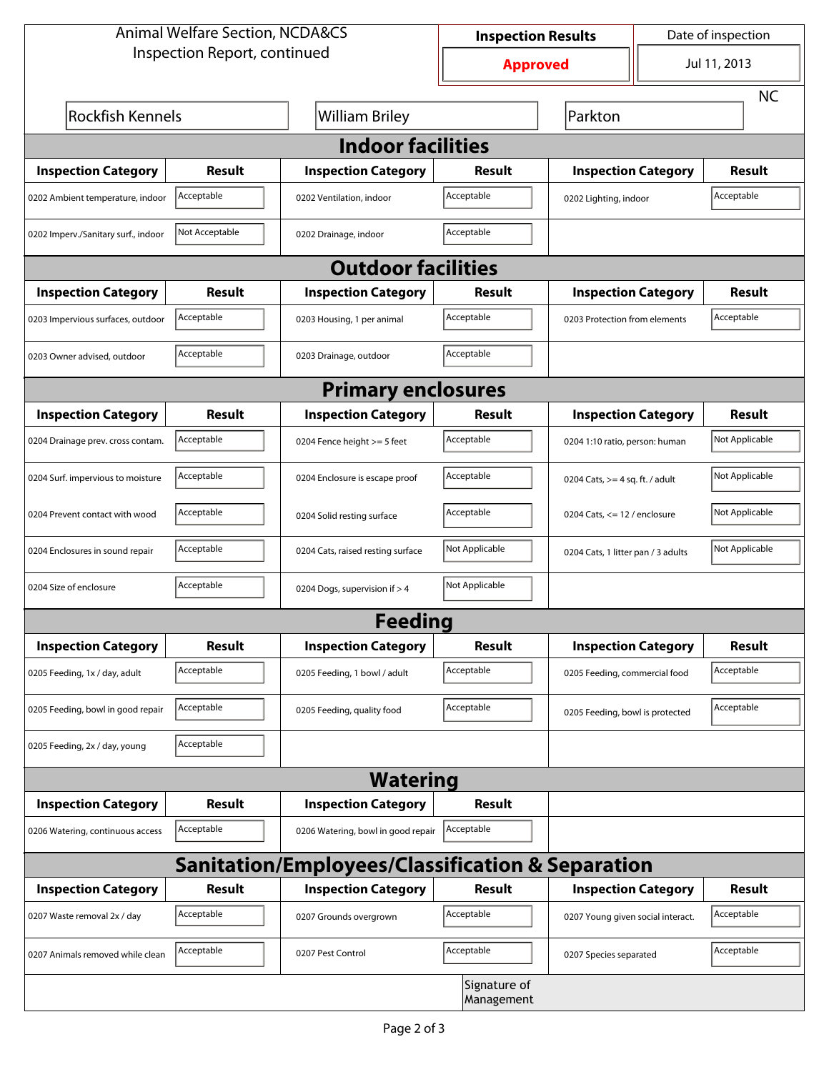Animal Welfare Section, NCDA&CS
Inspection Report, continued

| Inspection Results | Date of inspection |
|---|---|
| **Approved** | Jul 11, 2013 |

Rockfish Kennels | William Briley | Parkton | NC

## Indoor facilities

| Inspection Category | Result | Inspection Category | Result | Inspection Category | Result |
|---|---|---|---|---|---|
| 0202 Ambient temperature, indoor | Acceptable | 0202 Ventilation, indoor | Acceptable | 0202 Lighting, indoor | Acceptable |
| 0202 Imperv./Sanitary surf., indoor | Not Acceptable | 0202 Drainage, indoor | Acceptable | | |

## Outdoor facilities

| Inspection Category | Result | Inspection Category | Result | Inspection Category | Result |
|---|---|---|---|---|---|
| 0203 Impervious surfaces, outdoor | Acceptable | 0203 Housing, 1 per animal | Acceptable | 0203 Protection from elements | Acceptable |
| 0203 Owner advised, outdoor | Acceptable | 0203 Drainage, outdoor | Acceptable | | |

## Primary enclosures

| Inspection Category | Result | Inspection Category | Result | Inspection Category | Result |
|---|---|---|---|---|---|
| 0204 Drainage prev. cross contam. | Acceptable | 0204 Fence height >= 5 feet | Acceptable | 0204 1:10 ratio, person: human | Not Applicable |
| 0204 Surf. impervious to moisture | Acceptable | 0204 Enclosure is escape proof | Acceptable | 0204 Cats, >= 4 sq. ft. / adult | Not Applicable |
| 0204 Prevent contact with wood | Acceptable | 0204 Solid resting surface | Acceptable | 0204 Cats, <= 12 / enclosure | Not Applicable |
| 0204 Enclosures in sound repair | Acceptable | 0204 Cats, raised resting surface | Not Applicable | 0204 Cats, 1 litter pan / 3 adults | Not Applicable |
| 0204 Size of enclosure | Acceptable | 0204 Dogs, supervision if > 4 | Not Applicable | | |

## Feeding

| Inspection Category | Result | Inspection Category | Result | Inspection Category | Result |
|---|---|---|---|---|---|
| 0205 Feeding, 1x / day, adult | Acceptable | 0205 Feeding, 1 bowl / adult | Acceptable | 0205 Feeding, commercial food | Acceptable |
| 0205 Feeding, bowl in good repair | Acceptable | 0205 Feeding, quality food | Acceptable | 0205 Feeding, bowl is protected | Acceptable |
| 0205 Feeding, 2x / day, young | Acceptable | | | | |

## Watering

| Inspection Category | Result | Inspection Category | Result |
|---|---|---|---|
| 0206 Watering, continuous access | Acceptable | 0206 Watering, bowl in good repair | Acceptable |

## Sanitation/Employees/Classification & Separation

| Inspection Category | Result | Inspection Category | Result | Inspection Category | Result |
|---|---|---|---|---|---|
| 0207 Waste removal 2x / day | Acceptable | 0207 Grounds overgrown | Acceptable | 0207 Young given social interact. | Acceptable |
| 0207 Animals removed while clean | Acceptable | 0207 Pest Control | Acceptable | 0207 Species separated | Acceptable |

Signature of Management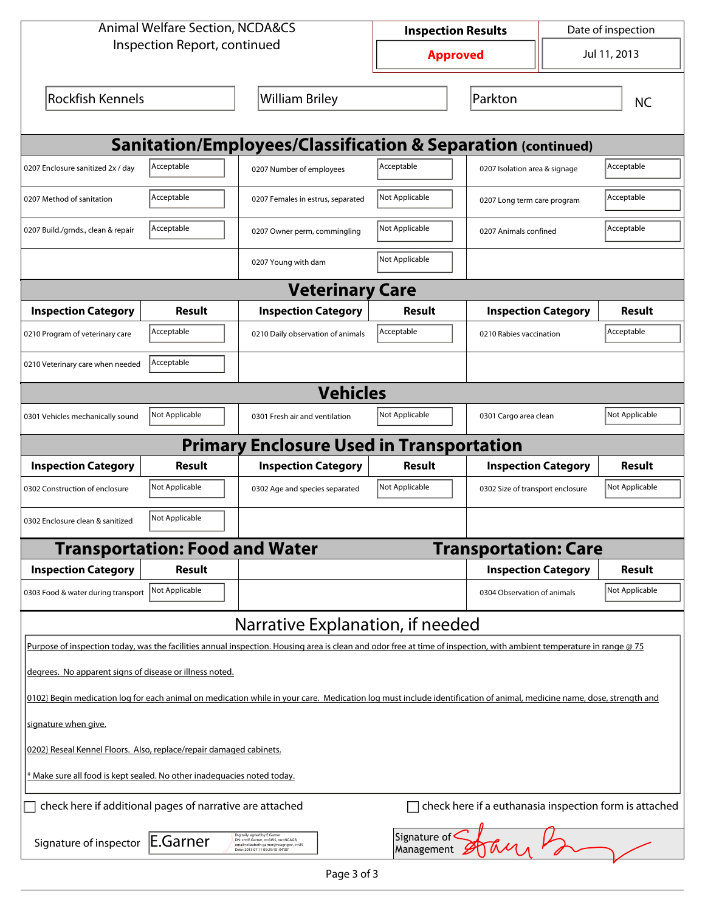Animal Welfare Section, NCDA&CS
Inspection Report, continued

| Inspection Results | Date of inspection |
|---|---|
| Approved | Jul 11, 2013 |

Rockfish Kennels | William Briley | Parkton | NC

## Sanitation/Employees/Classification & Separation (continued)

| | | | | | |
|---|---|---|---|---|---|
| 0207 Enclosure sanitized 2x / day | Acceptable | 0207 Number of employees | Acceptable | 0207 Isolation area & signage | Acceptable |
| 0207 Method of sanitation | Acceptable | 0207 Females in estrus, separated | Not Applicable | 0207 Long term care program | Acceptable |
| 0207 Build./grnds., clean & repair | Acceptable | 0207 Owner perm, commingling | Not Applicable | 0207 Animals confined | Acceptable |
| | | 0207 Young with dam | Not Applicable | | |

## Veterinary Care

| Inspection Category | Result | Inspection Category | Result | Inspection Category | Result |
|---|---|---|---|---|---|
| 0210 Program of veterinary care | Acceptable | 0210 Daily observation of animals | Acceptable | 0210 Rabies vaccination | Acceptable |
| 0210 Veterinary care when needed | Acceptable | | | | |

## Vehicles

| | | | | | |
|---|---|---|---|---|---|
| 0301 Vehicles mechanically sound | Not Applicable | 0301 Fresh air and ventilation | Not Applicable | 0301 Cargo area clean | Not Applicable |

## Primary Enclosure Used in Transportation

| Inspection Category | Result | Inspection Category | Result | Inspection Category | Result |
|---|---|---|---|---|---|
| 0302 Construction of enclosure | Not Applicable | 0302 Age and species separated | Not Applicable | 0302 Size of transport enclosure | Not Applicable |
| 0302 Enclosure clean & sanitized | Not Applicable | | | | |

## Transportation: Food and Water / Transportation: Care

| Inspection Category | Result | Inspection Category | Result |
|---|---|---|---|
| 0303 Food & water during transport | Not Applicable | 0304 Observation of animals | Not Applicable |

## Narrative Explanation, if needed

Purpose of inspection today, was the facilities annual inspection. Housing area is clean and odor free at time of inspection, with ambient temperature in range @ 75 degrees. No apparent signs of disease or illness noted.

0102} Begin medication log for each animal on medication while in your care. Medication log must include identification of animal, medicine name, dose, strength and signature when give.

0202} Reseal Kennel Floors. Also, replace/repair damaged cabinets.

* Make sure all food is kept sealed. No other inadequacies noted today.

☐ check here if additional pages of narrative are attached

☐ check here if a euthanasia inspection form is attached

Signature of inspector: E.Garner

Signature of Management: [signature]